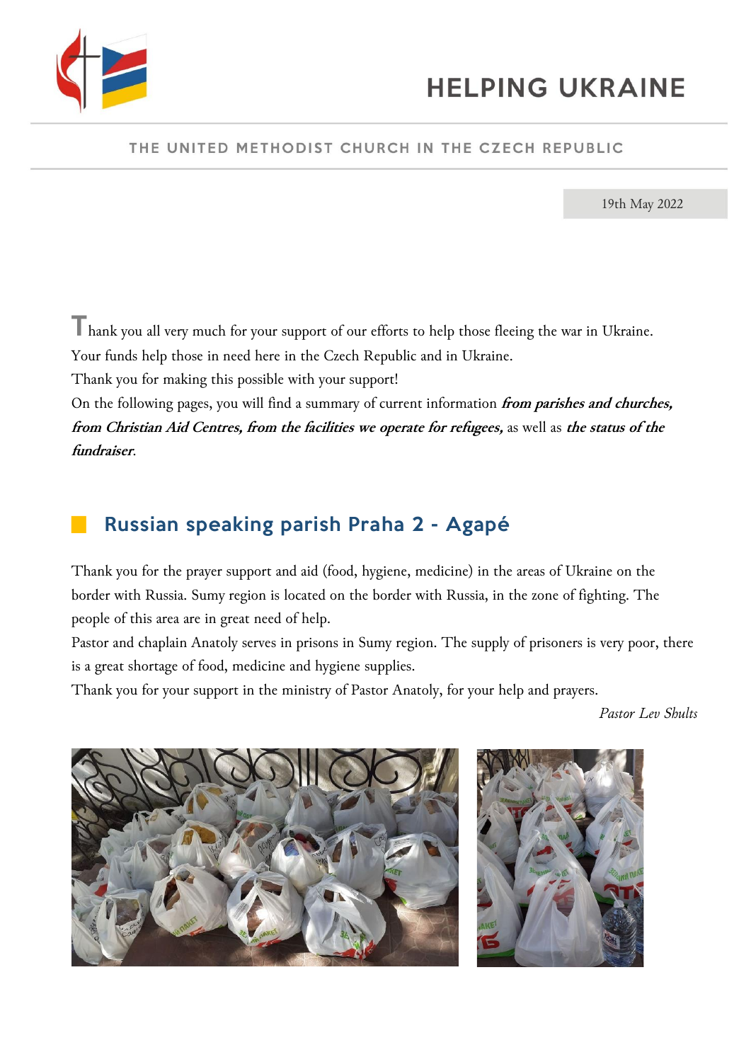# HELPING UKRAINE

THE UNITED METHODIST CHURCH IN THE CZECH REPUBLIC

19th May 2022

Thank you all very much for your support of our efforts to help those fleeing the war in Ukraine.
Your funds help those in need here in the Czech Republic and in Ukraine.
Thank you for making this possible with your support!
On the following pages, you will find a summary of current information ***from parishes and churches, from Christian Aid Centres, from the facilities we operate for refugees,*** as well as ***the status of the fundraiser***.

## Russian speaking parish Praha 2 - Agapé

Thank you for the prayer support and aid (food, hygiene, medicine) in the areas of Ukraine on the border with Russia. Sumy region is located on the border with Russia, in the zone of fighting. The people of this area are in great need of help.
Pastor and chaplain Anatoly serves in prisons in Sumy region. The supply of prisoners is very poor, there is a great shortage of food, medicine and hygiene supplies.
Thank you for your support in the ministry of Pastor Anatoly, for your help and prayers.

*Pastor Lev Shults*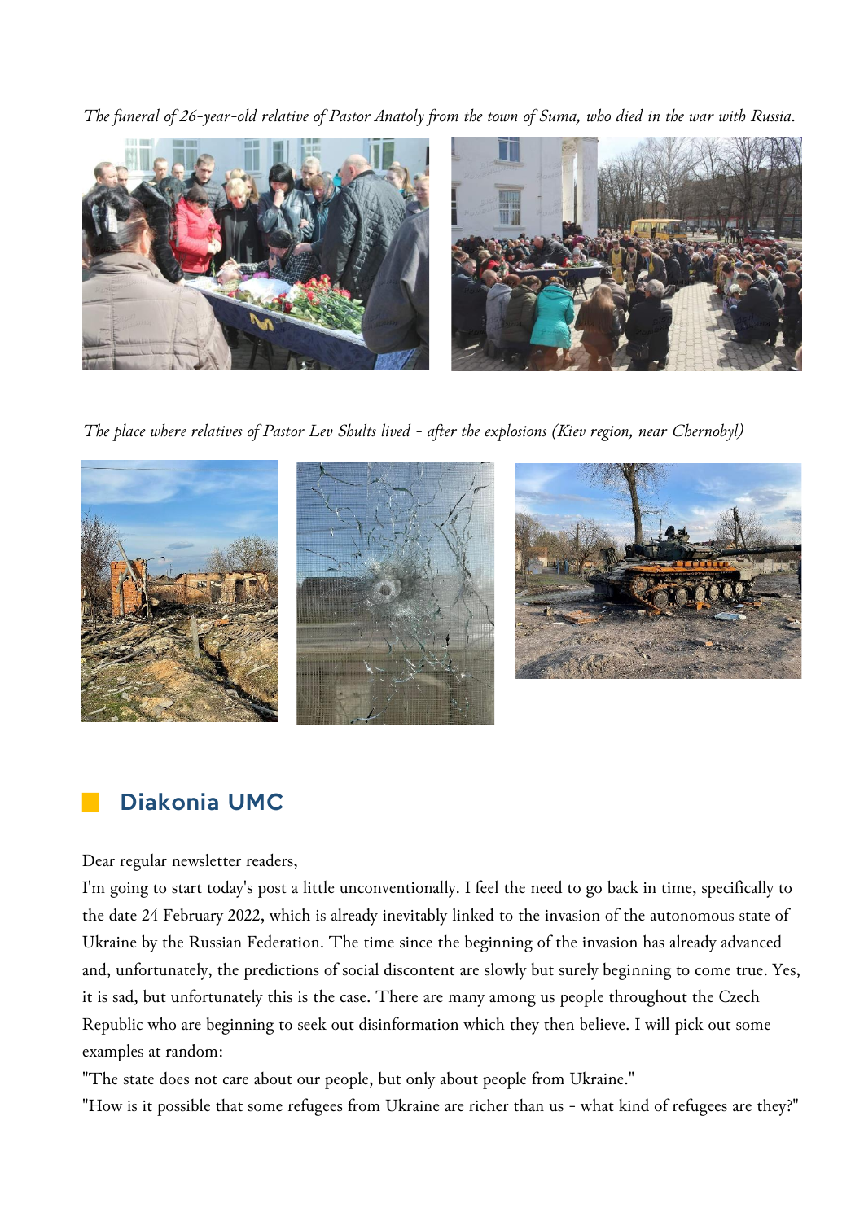*The funeral of 26-year-old relative of Pastor Anatoly from the town of Suma, who died in the war with Russia.*

*The place where relatives of Pastor Lev Shults lived - after the explosions (Kiev region, near Chernobyl)*

## Diakonia UMC

Dear regular newsletter readers,

I'm going to start today's post a little unconventionally. I feel the need to go back in time, specifically to the date 24 February 2022, which is already inevitably linked to the invasion of the autonomous state of Ukraine by the Russian Federation. The time since the beginning of the invasion has already advanced and, unfortunately, the predictions of social discontent are slowly but surely beginning to come true. Yes, it is sad, but unfortunately this is the case. There are many among us people throughout the Czech Republic who are beginning to seek out disinformation which they then believe. I will pick out some examples at random:

"The state does not care about our people, but only about people from Ukraine."

"How is it possible that some refugees from Ukraine are richer than us - what kind of refugees are they?"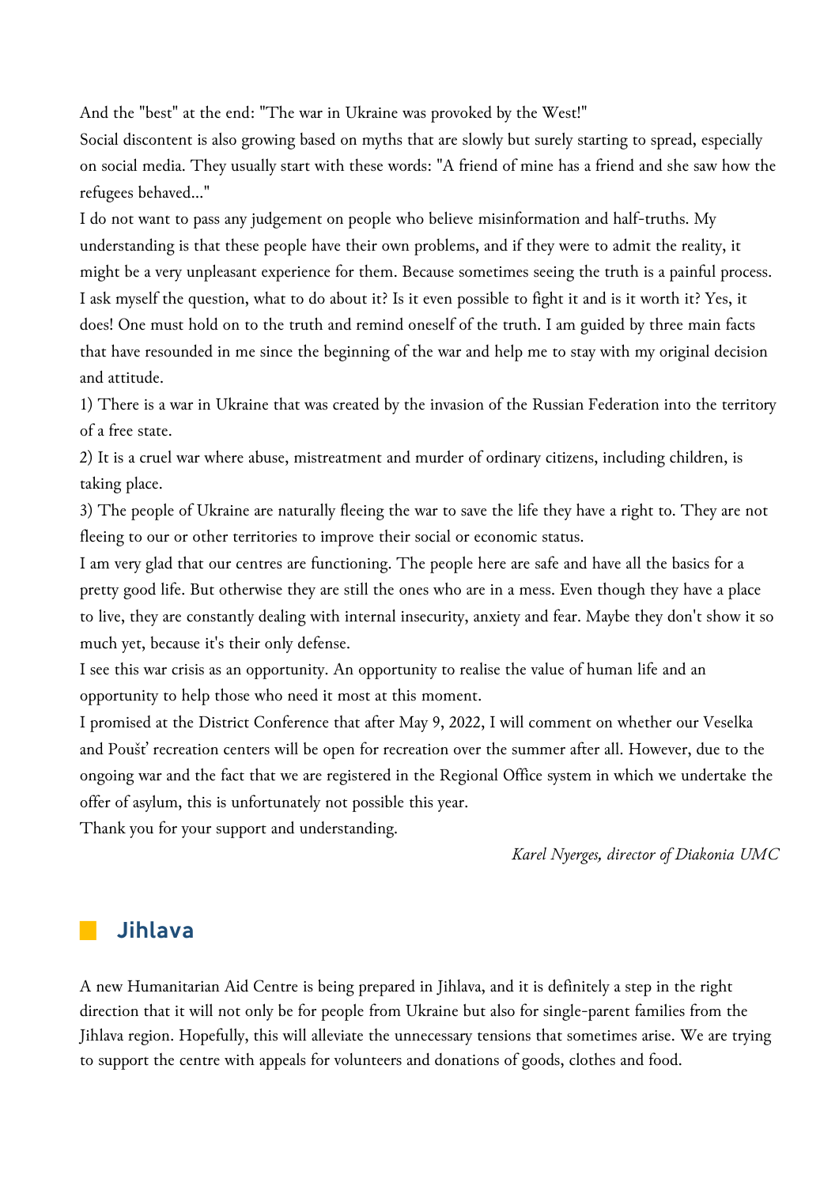And the "best" at the end: "The war in Ukraine was provoked by the West!"

Social discontent is also growing based on myths that are slowly but surely starting to spread, especially on social media. They usually start with these words: "A friend of mine has a friend and she saw how the refugees behaved..."

I do not want to pass any judgement on people who believe misinformation and half-truths. My understanding is that these people have their own problems, and if they were to admit the reality, it might be a very unpleasant experience for them. Because sometimes seeing the truth is a painful process.

I ask myself the question, what to do about it? Is it even possible to fight it and is it worth it? Yes, it does! One must hold on to the truth and remind oneself of the truth. I am guided by three main facts that have resounded in me since the beginning of the war and help me to stay with my original decision and attitude.

1) There is a war in Ukraine that was created by the invasion of the Russian Federation into the territory of a free state.

2) It is a cruel war where abuse, mistreatment and murder of ordinary citizens, including children, is taking place.

3) The people of Ukraine are naturally fleeing the war to save the life they have a right to. They are not fleeing to our or other territories to improve their social or economic status.

I am very glad that our centres are functioning. The people here are safe and have all the basics for a pretty good life. But otherwise they are still the ones who are in a mess. Even though they have a place to live, they are constantly dealing with internal insecurity, anxiety and fear. Maybe they don't show it so much yet, because it's their only defense.

I see this war crisis as an opportunity. An opportunity to realise the value of human life and an opportunity to help those who need it most at this moment.

I promised at the District Conference that after May 9, 2022, I will comment on whether our Veselka and Poušť recreation centers will be open for recreation over the summer after all. However, due to the ongoing war and the fact that we are registered in the Regional Office system in which we undertake the offer of asylum, this is unfortunately not possible this year.

Thank you for your support and understanding.

*Karel Nyerges, director of Diakonia UMC*

## Jihlava

A new Humanitarian Aid Centre is being prepared in Jihlava, and it is definitely a step in the right direction that it will not only be for people from Ukraine but also for single-parent families from the Jihlava region. Hopefully, this will alleviate the unnecessary tensions that sometimes arise. We are trying to support the centre with appeals for volunteers and donations of goods, clothes and food.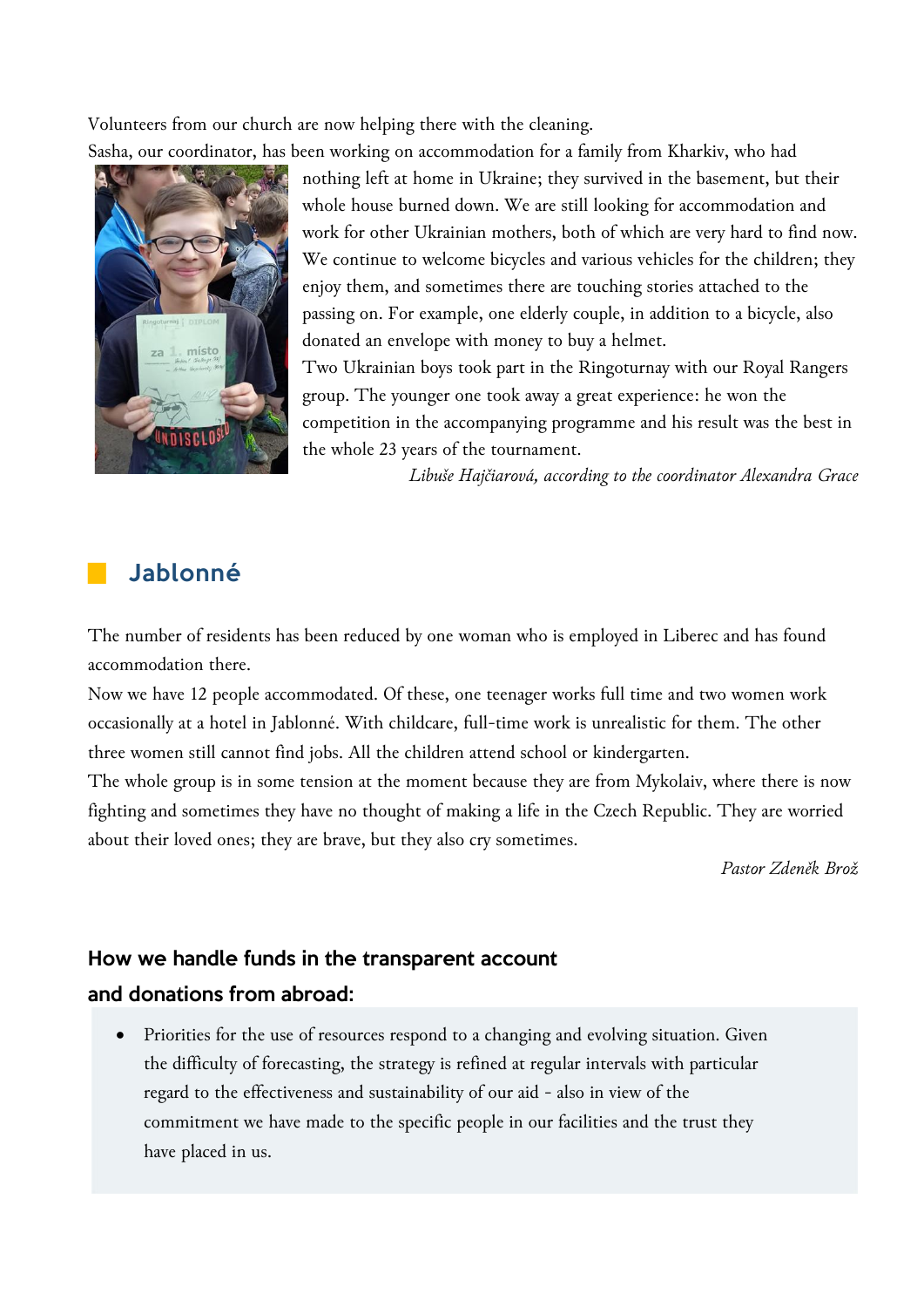Volunteers from our church are now helping there with the cleaning.
Sasha, our coordinator, has been working on accommodation for a family from Kharkiv, who had nothing left at home in Ukraine; they survived in the basement, but their whole house burned down. We are still looking for accommodation and work for other Ukrainian mothers, both of which are very hard to find now. We continue to welcome bicycles and various vehicles for the children; they enjoy them, and sometimes there are touching stories attached to the passing on. For example, one elderly couple, in addition to a bicycle, also donated an envelope with money to buy a helmet.
Two Ukrainian boys took part in the Ringoturnay with our Royal Rangers group. The younger one took away a great experience: he won the competition in the accompanying programme and his result was the best in the whole 23 years of the tournament.

*Libuše Hajčiarová, according to the coordinator Alexandra Grace*

## Jablonné

The number of residents has been reduced by one woman who is employed in Liberec and has found accommodation there.
Now we have 12 people accommodated. Of these, one teenager works full time and two women work occasionally at a hotel in Jablonné. With childcare, full-time work is unrealistic for them. The other three women still cannot find jobs. All the children attend school or kindergarten.
The whole group is in some tension at the moment because they are from Mykolaiv, where there is now fighting and sometimes they have no thought of making a life in the Czech Republic. They are worried about their loved ones; they are brave, but they also cry sometimes.

*Pastor Zdeněk Brož*

### How we handle funds in the transparent account and donations from abroad:

- Priorities for the use of resources respond to a changing and evolving situation. Given the difficulty of forecasting, the strategy is refined at regular intervals with particular regard to the effectiveness and sustainability of our aid - also in view of the commitment we have made to the specific people in our facilities and the trust they have placed in us.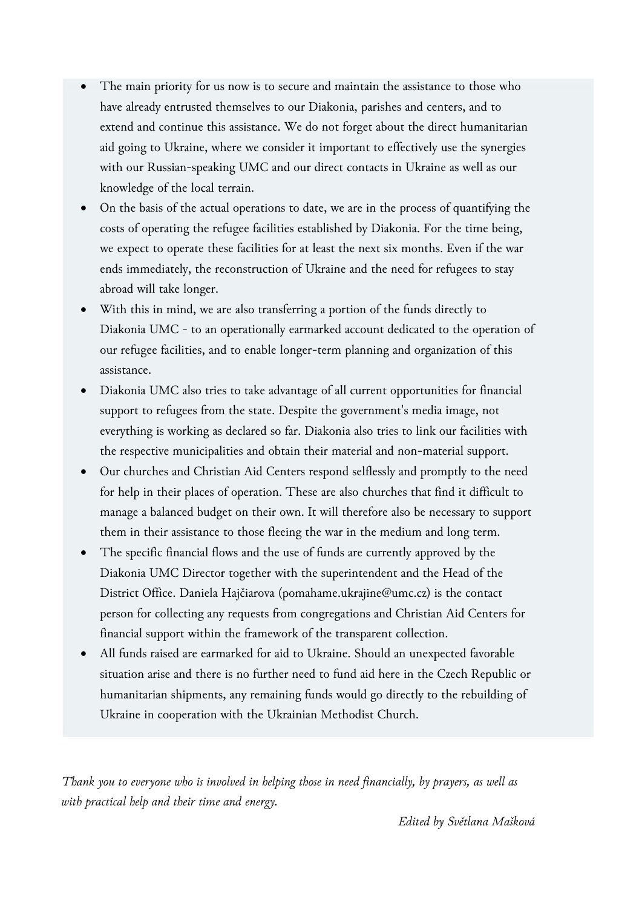- The main priority for us now is to secure and maintain the assistance to those who have already entrusted themselves to our Diakonia, parishes and centers, and to extend and continue this assistance. We do not forget about the direct humanitarian aid going to Ukraine, where we consider it important to effectively use the synergies with our Russian-speaking UMC and our direct contacts in Ukraine as well as our knowledge of the local terrain.
- On the basis of the actual operations to date, we are in the process of quantifying the costs of operating the refugee facilities established by Diakonia. For the time being, we expect to operate these facilities for at least the next six months. Even if the war ends immediately, the reconstruction of Ukraine and the need for refugees to stay abroad will take longer.
- With this in mind, we are also transferring a portion of the funds directly to Diakonia UMC - to an operationally earmarked account dedicated to the operation of our refugee facilities, and to enable longer-term planning and organization of this assistance.
- Diakonia UMC also tries to take advantage of all current opportunities for financial support to refugees from the state. Despite the government's media image, not everything is working as declared so far. Diakonia also tries to link our facilities with the respective municipalities and obtain their material and non-material support.
- Our churches and Christian Aid Centers respond selflessly and promptly to the need for help in their places of operation. These are also churches that find it difficult to manage a balanced budget on their own. It will therefore also be necessary to support them in their assistance to those fleeing the war in the medium and long term.
- The specific financial flows and the use of funds are currently approved by the Diakonia UMC Director together with the superintendent and the Head of the District Office. Daniela Hajčiarova (pomahame.ukrajine@umc.cz) is the contact person for collecting any requests from congregations and Christian Aid Centers for financial support within the framework of the transparent collection.
- All funds raised are earmarked for aid to Ukraine. Should an unexpected favorable situation arise and there is no further need to fund aid here in the Czech Republic or humanitarian shipments, any remaining funds would go directly to the rebuilding of Ukraine in cooperation with the Ukrainian Methodist Church.

*Thank you to everyone who is involved in helping those in need financially, by prayers, as well as with practical help and their time and energy.*

*Edited by Světlana Mašková*